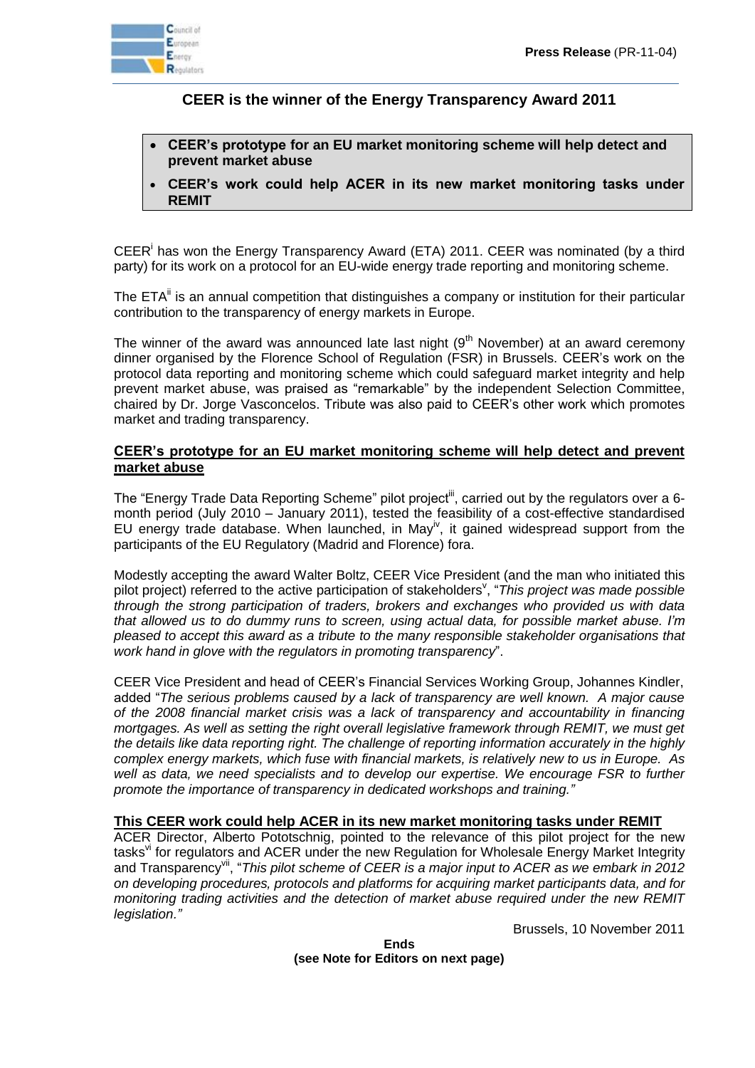Press Release (PR-11-04)

# CEER is the winner of the Energy Transparency Award 2011

- **CEER's prototype for an EU market monitoring scheme will help detect and prevent market abuse**
- **CEER's work could help ACER in its new market monitoring tasks under REMIT**

CEER[i] has won the Energy Transparency Award (ETA) 2011. CEER was nominated (by a third party) for its work on a protocol for an EU-wide energy trade reporting and monitoring scheme.

The ETA[ii] is an annual competition that distinguishes a company or institution for their particular contribution to the transparency of energy markets in Europe.

The winner of the award was announced late last night (9th November) at an award ceremony dinner organised by the Florence School of Regulation (FSR) in Brussels. CEER's work on the protocol data reporting and monitoring scheme which could safeguard market integrity and help prevent market abuse, was praised as "remarkable" by the independent Selection Committee, chaired by Dr. Jorge Vasconcelos. Tribute was also paid to CEER's other work which promotes market and trading transparency.

## CEER's prototype for an EU market monitoring scheme will help detect and prevent market abuse

The "Energy Trade Data Reporting Scheme" pilot project[iii], carried out by the regulators over a 6-month period (July 2010 – January 2011), tested the feasibility of a cost-effective standardised EU energy trade database. When launched, in May[iv], it gained widespread support from the participants of the EU Regulatory (Madrid and Florence) fora.

Modestly accepting the award Walter Boltz, CEER Vice President (and the man who initiated this pilot project) referred to the active participation of stakeholders[v], "*This project was made possible through the strong participation of traders, brokers and exchanges who provided us with data that allowed us to do dummy runs to screen, using actual data, for possible market abuse. I'm pleased to accept this award as a tribute to the many responsible stakeholder organisations that work hand in glove with the regulators in promoting transparency*".

CEER Vice President and head of CEER's Financial Services Working Group, Johannes Kindler, added "*The serious problems caused by a lack of transparency are well known. A major cause of the 2008 financial market crisis was a lack of transparency and accountability in financing mortgages. As well as setting the right overall legislative framework through REMIT, we must get the details like data reporting right. The challenge of reporting information accurately in the highly complex energy markets, which fuse with financial markets, is relatively new to us in Europe. As well as data, we need specialists and to develop our expertise. We encourage FSR to further promote the importance of transparency in dedicated workshops and training.*"

## This CEER work could help ACER in its new market monitoring tasks under REMIT

ACER Director, Alberto Pototschnig, pointed to the relevance of this pilot project for the new tasks[vi] for regulators and ACER under the new Regulation for Wholesale Energy Market Integrity and Transparency[vii], "*This pilot scheme of CEER is a major input to ACER as we embark in 2012 on developing procedures, protocols and platforms for acquiring market participants data, and for monitoring trading activities and the detection of market abuse required under the new REMIT legislation.*"

Brussels, 10 November 2011

**Ends**
**(see Note for Editors on next page)**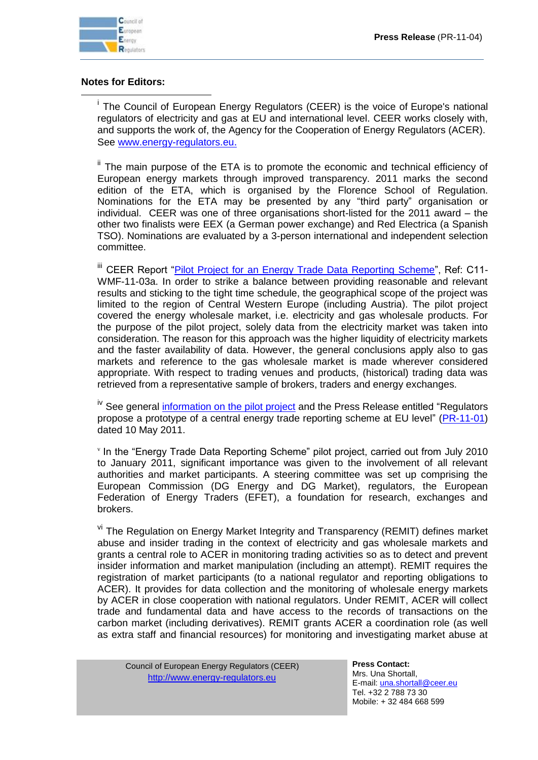**Notes for Editors:**

---

[i] The Council of European Energy Regulators (CEER) is the voice of Europe's national regulators of electricity and gas at EU and international level. CEER works closely with, and supports the work of, the Agency for the Cooperation of Energy Regulators (ACER). See www.energy-regulators.eu.

[ii] The main purpose of the ETA is to promote the economic and technical efficiency of European energy markets through improved transparency. 2011 marks the second edition of the ETA, which is organised by the Florence School of Regulation. Nominations for the ETA may be presented by any "third party" organisation or individual. CEER was one of three organisations short-listed for the 2011 award – the other two finalists were EEX (a German power exchange) and Red Electrica (a Spanish TSO). Nominations are evaluated by a 3-person international and independent selection committee.

[iii] CEER Report "Pilot Project for an Energy Trade Data Reporting Scheme", Ref: C11-WMF-11-03a. In order to strike a balance between providing reasonable and relevant results and sticking to the tight time schedule, the geographical scope of the project was limited to the region of Central Western Europe (including Austria). The pilot project covered the energy wholesale market, i.e. electricity and gas wholesale products. For the purpose of the pilot project, solely data from the electricity market was taken into consideration. The reason for this approach was the higher liquidity of electricity markets and the faster availability of data. However, the general conclusions apply also to gas markets and reference to the gas wholesale market is made wherever considered appropriate. With respect to trading venues and products, (historical) trading data was retrieved from a representative sample of brokers, traders and energy exchanges.

[iv] See general information on the pilot project and the Press Release entitled "Regulators propose a prototype of a central energy trade reporting scheme at EU level" (PR-11-01) dated 10 May 2011.

[v] In the "Energy Trade Data Reporting Scheme" pilot project, carried out from July 2010 to January 2011, significant importance was given to the involvement of all relevant authorities and market participants. A steering committee was set up comprising the European Commission (DG Energy and DG Market), regulators, the European Federation of Energy Traders (EFET), a foundation for research, exchanges and brokers.

[vi] The Regulation on Energy Market Integrity and Transparency (REMIT) defines market abuse and insider trading in the context of electricity and gas wholesale markets and grants a central role to ACER in monitoring trading activities so as to detect and prevent insider information and market manipulation (including an attempt). REMIT requires the registration of market participants (to a national regulator and reporting obligations to ACER). It provides for data collection and the monitoring of wholesale energy markets by ACER in close cooperation with national regulators. Under REMIT, ACER will collect trade and fundamental data and have access to the records of transactions on the carbon market (including derivatives). REMIT grants ACER a coordination role (as well as extra staff and financial resources) for monitoring and investigating market abuse at

Council of European Energy Regulators (CEER)
http://www.energy-regulators.eu

**Press Contact:**
Mrs. Una Shortall,
E-mail: una.shortall@ceer.eu
Tel. +32 2 788 73 30
Mobile: + 32 484 668 599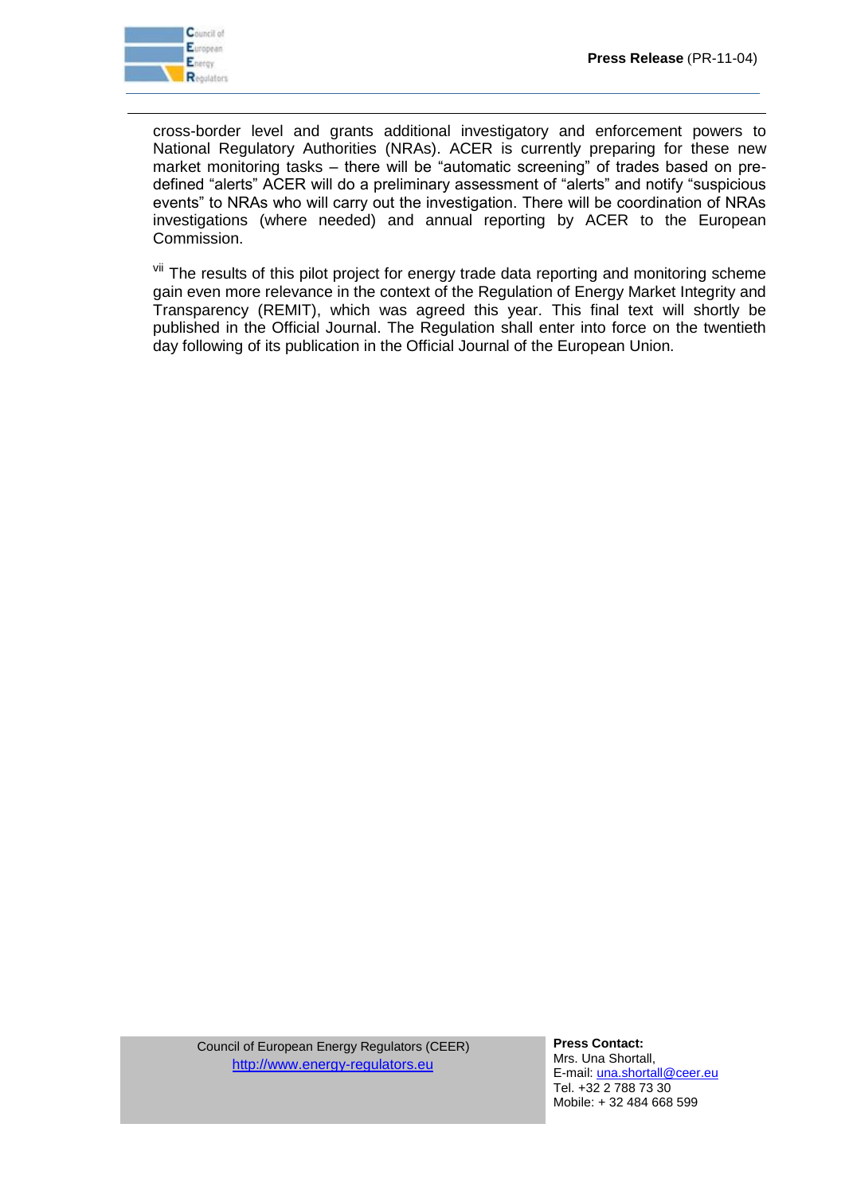cross-border level and grants additional investigatory and enforcement powers to National Regulatory Authorities (NRAs). ACER is currently preparing for these new market monitoring tasks – there will be "automatic screening" of trades based on pre-defined "alerts" ACER will do a preliminary assessment of "alerts" and notify "suspicious events" to NRAs who will carry out the investigation. There will be coordination of NRAs investigations (where needed) and annual reporting by ACER to the European Commission.

[vii] The results of this pilot project for energy trade data reporting and monitoring scheme gain even more relevance in the context of the Regulation of Energy Market Integrity and Transparency (REMIT), which was agreed this year. This final text will shortly be published in the Official Journal. The Regulation shall enter into force on the twentieth day following of its publication in the Official Journal of the European Union.

Council of European Energy Regulators (CEER)
http://www.energy-regulators.eu

**Press Contact:**
Mrs. Una Shortall,
E-mail: una.shortall@ceer.eu
Tel. +32 2 788 73 30
Mobile: + 32 484 668 599